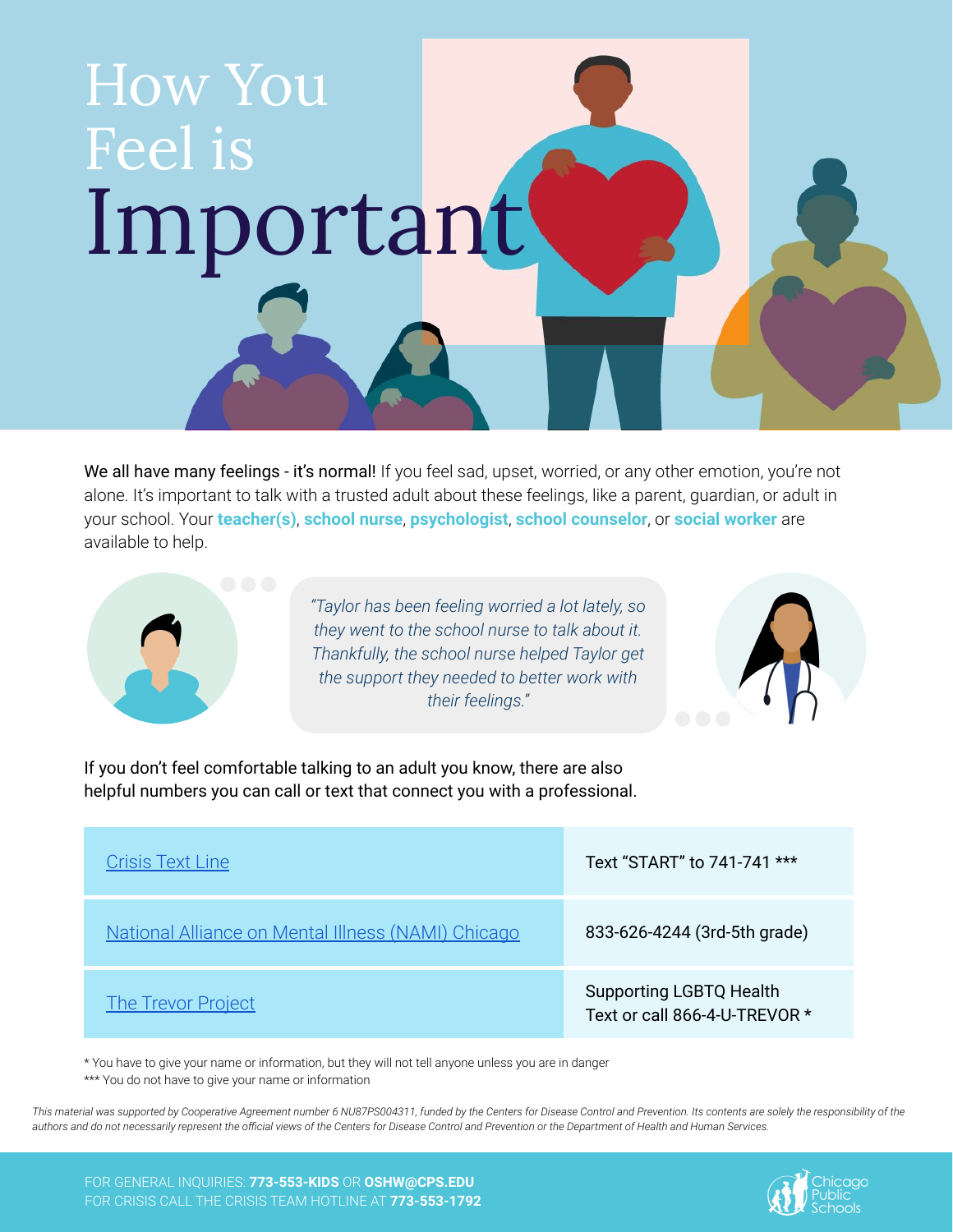# How You Feel is Important

We all have many feelings - it's normal! If you feel sad, upset, worried, or any other emotion, you're not alone. It's important to talk with a trusted adult about these feelings, like a parent, guardian, or adult in your school. Your **teacher(s)**, **school nurse**, **psychologist**, **school counselor**, or **social worker** are available to help.

*"Taylor has been feeling worried a lot lately, so they went to the school nurse to talk about it. Thankfully, the school nurse helped Taylor get the support they needed to better work with their feelings."*

If you don't feel comfortable talking to an adult you know, there are also helpful numbers you can call or text that connect you with a professional.

| | |
|---|---|
| Crisis Text Line | Text "START" to 741-741 *** |
| National Alliance on Mental Illness (NAMI) Chicago | 833-626-4244 (3rd-5th grade) |
| The Trevor Project | Supporting LGBTQ Health<br>Text or call 866-4-U-TREVOR * |

* You have to give your name or information, but they will not tell anyone unless you are in danger

*** You do not have to give your name or information

*This material was supported by Cooperative Agreement number 6 NU87PS004311, funded by the Centers for Disease Control and Prevention. Its contents are solely the responsibility of the authors and do not necessarily represent the official views of the Centers for Disease Control and Prevention or the Department of Health and Human Services.*

FOR GENERAL INQUIRIES: **773-553-KIDS** OR **OSHW@CPS.EDU**
FOR CRISIS CALL THE CRISIS TEAM HOTLINE AT **773-553-1792**

Chicago Public Schools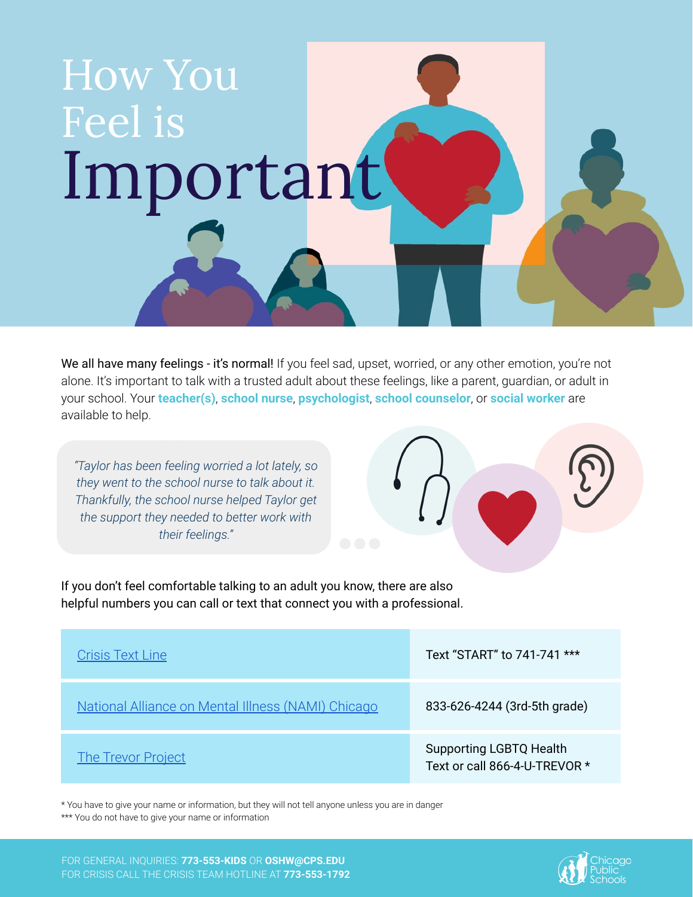# How You Feel is Important

We all have many feelings - it's normal! If you feel sad, upset, worried, or any other emotion, you're not alone. It's important to talk with a trusted adult about these feelings, like a parent, guardian, or adult in your school. Your **teacher(s)**, **school nurse**, **psychologist**, **school counselor**, or **social worker** are available to help.

*"Taylor has been feeling worried a lot lately, so they went to the school nurse to talk about it. Thankfully, the school nurse helped Taylor get the support they needed to better work with their feelings."*

If you don't feel comfortable talking to an adult you know, there are also helpful numbers you can call or text that connect you with a professional.

| | |
|---|---|
| Crisis Text Line | Text "START" to 741-741 *** |
| National Alliance on Mental Illness (NAMI) Chicago | 833-626-4244 (3rd-5th grade) |
| The Trevor Project | Supporting LGBTQ Health<br>Text or call 866-4-U-TREVOR * |

\* You have to give your name or information, but they will not tell anyone unless you are in danger

\*** You do not have to give your name or information

FOR GENERAL INQUIRIES: **773-553-KIDS** OR **OSHW@CPS.EDU**
FOR CRISIS CALL THE CRISIS TEAM HOTLINE AT **773-553-1792**

Chicago Public Schools